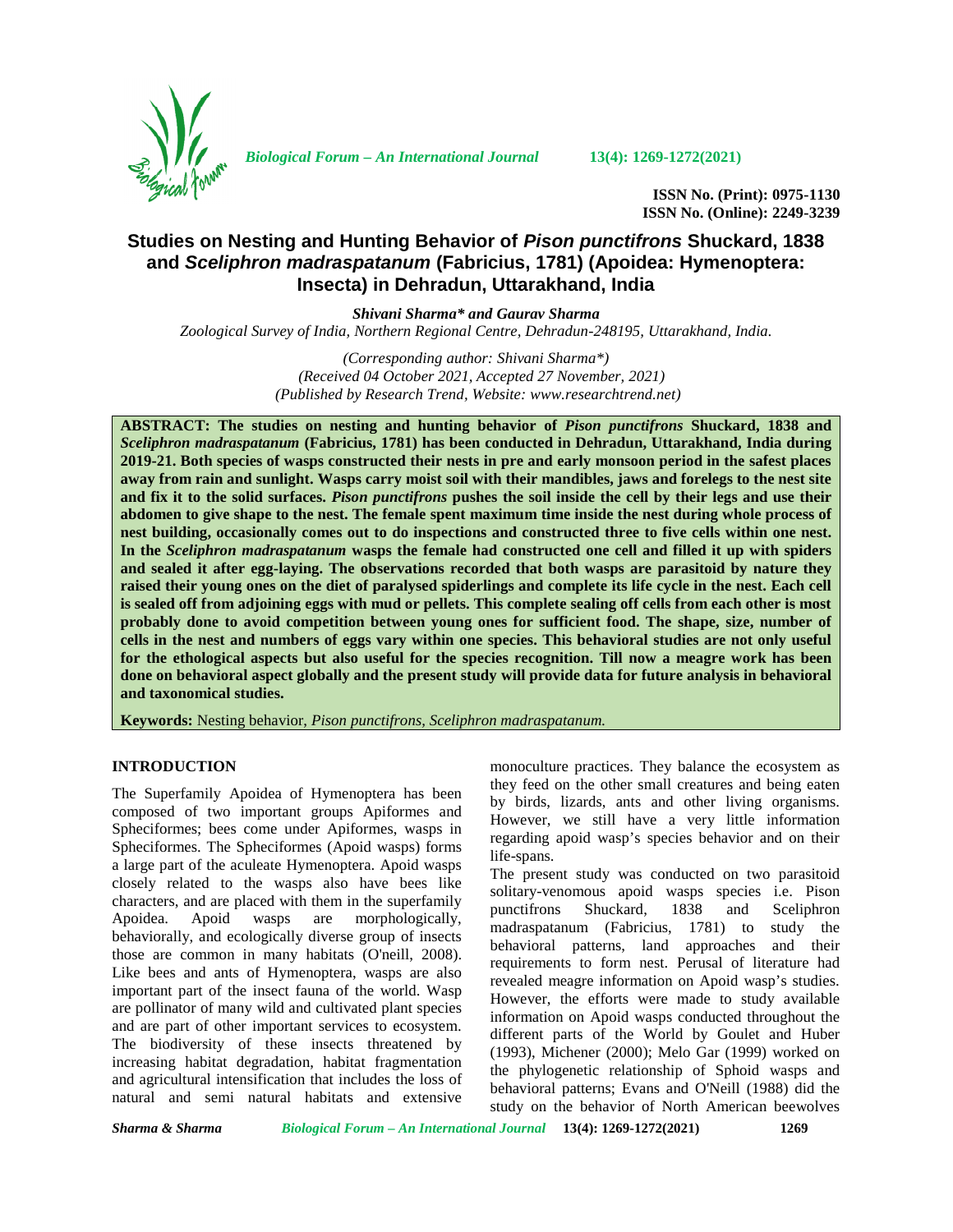ISSN No. (Print): 0975-1130
ISSN No. (Online): 2249-3239

# Studies on Nesting and Hunting Behavior of *Pison punctifrons* Shuckard, 1838 and *Sceliphron madraspatanum* (Fabricius, 1781) (Apoidea: Hymenoptera: Insecta) in Dehradun, Uttarakhand, India

***Shivani Sharma\* and Gaurav Sharma***

*Zoological Survey of India, Northern Regional Centre, Dehradun-248195, Uttarakhand, India.*

*(Corresponding author: Shivani Sharma\*)*
*(Received 04 October 2021, Accepted 27 November, 2021)*
*(Published by Research Trend, Website: www.researchtrend.net)*

**ABSTRACT: The studies on nesting and hunting behavior of *Pison punctifrons* Shuckard, 1838 and *Sceliphron madraspatanum* (Fabricius, 1781) has been conducted in Dehradun, Uttarakhand, India during 2019-21. Both species of wasps constructed their nests in pre and early monsoon period in the safest places away from rain and sunlight. Wasps carry moist soil with their mandibles, jaws and forelegs to the nest site and fix it to the solid surfaces. *Pison punctifrons* pushes the soil inside the cell by their legs and use their abdomen to give shape to the nest. The female spent maximum time inside the nest during whole process of nest building, occasionally comes out to do inspections and constructed three to five cells within one nest. In the *Sceliphron madraspatanum* wasps the female had constructed one cell and filled it up with spiders and sealed it after egg-laying. The observations recorded that both wasps are parasitoid by nature they raised their young ones on the diet of paralysed spiderlings and complete its life cycle in the nest. Each cell is sealed off from adjoining eggs with mud or pellets. This complete sealing off cells from each other is most probably done to avoid competition between young ones for sufficient food. The shape, size, number of cells in the nest and numbers of eggs vary within one species. This behavioral studies are not only useful for the ethological aspects but also useful for the species recognition. Till now a meagre work has been done on behavioral aspect globally and the present study will provide data for future analysis in behavioral and taxonomical studies.**

**Keywords:** Nesting behavior, *Pison punctifrons, Sceliphron madraspatanum.*

## INTRODUCTION

The Superfamily Apoidea of Hymenoptera has been composed of two important groups Apiformes and Spheciformes; bees come under Apiformes, wasps in Spheciformes. The Spheciformes (Apoid wasps) forms a large part of the aculeate Hymenoptera. Apoid wasps closely related to the wasps also have bees like characters, and are placed with them in the superfamily Apoidea. Apoid wasps are morphologically, behaviorally, and ecologically diverse group of insects those are common in many habitats (O'neill, 2008). Like bees and ants of Hymenoptera, wasps are also important part of the insect fauna of the world. Wasp are pollinator of many wild and cultivated plant species and are part of other important services to ecosystem. The biodiversity of these insects threatened by increasing habitat degradation, habitat fragmentation and agricultural intensification that includes the loss of natural and semi natural habitats and extensive monoculture practices. They balance the ecosystem as they feed on the other small creatures and being eaten by birds, lizards, ants and other living organisms. However, we still have a very little information regarding apoid wasp's species behavior and on their life-spans.

The present study was conducted on two parasitoid solitary-venomous apoid wasps species i.e. Pison punctifrons Shuckard, 1838 and Sceliphron madraspatanum (Fabricius, 1781) to study the behavioral patterns, land approaches and their requirements to form nest. Perusal of literature had revealed meagre information on Apoid wasp's studies. However, the efforts were made to study available information on Apoid wasps conducted throughout the different parts of the World by Goulet and Huber (1993), Michener (2000); Melo Gar (1999) worked on the phylogenetic relationship of Sphoid wasps and behavioral patterns; Evans and O'Neill (1988) did the study on the behavior of North American beewolves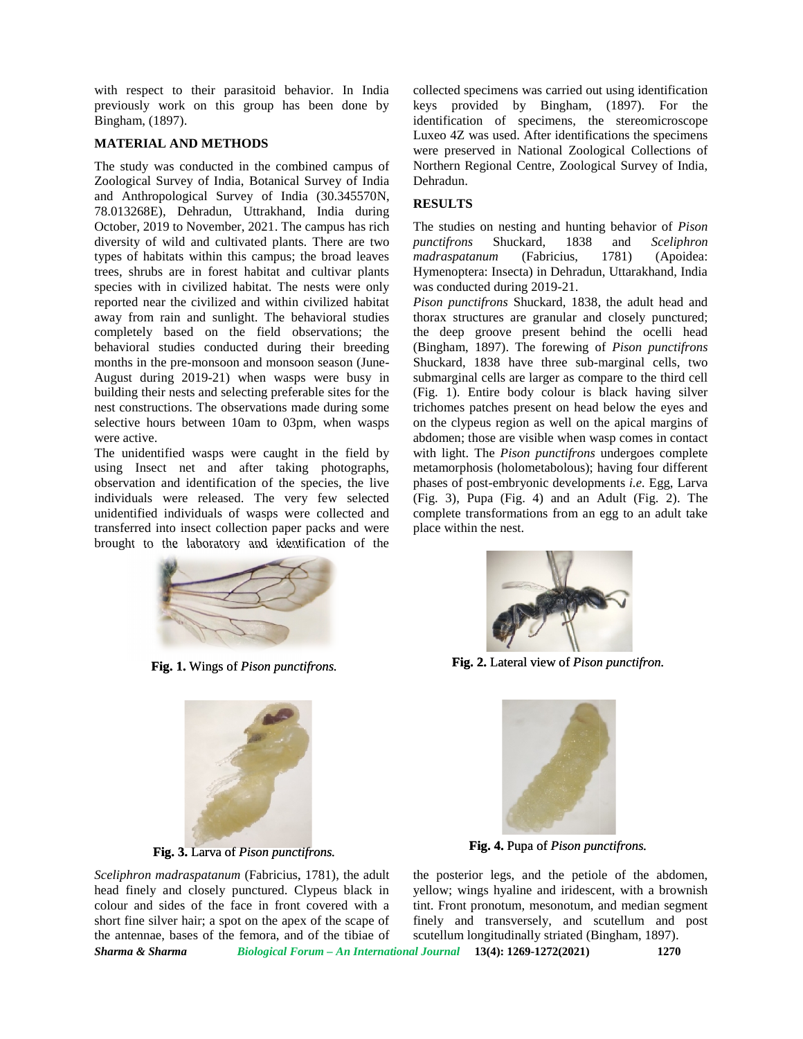with respect to their parasitoid behavior. In India previously work on this group has been done by Bingham, (1897).

## MATERIAL AND METHODS

The study was conducted in the combined campus of Zoological Survey of India, Botanical Survey of India and Anthropological Survey of India (30.345570N, 78.013268E), Dehradun, Uttrakhand, India during October, 2019 to November, 2021. The campus has rich diversity of wild and cultivated plants. There are two types of habitats within this campus; the broad leaves trees, shrubs are in forest habitat and cultivar plants species with in civilized habitat. The nests were only reported near the civilized and within civilized habitat away from rain and sunlight. The behavioral studies completely based on the field observations; the behavioral studies conducted during their breeding months in the pre-monsoon and monsoon season (June-August during 2019-21) when wasps were busy in building their nests and selecting preferable sites for the nest constructions. The observations made during some selective hours between 10am to 03pm, when wasps were active.

The unidentified wasps were caught in the field by using Insect net and after taking photographs, observation and identification of the species, the live individuals were released. The very few selected unidentified individuals of wasps were collected and transferred into insect collection paper packs and were brought to the laboratory and identification of the collected specimens was carried out using identification keys provided by Bingham, (1897). For the identification of specimens, the stereomicroscope Luxeo 4Z was used. After identifications the specimens were preserved in National Zoological Collections of Northern Regional Centre, Zoological Survey of India, Dehradun.

## RESULTS

The studies on nesting and hunting behavior of *Pison punctifrons* Shuckard, 1838 and *Sceliphron madraspatanum* (Fabricius, 1781) (Apoidea: Hymenoptera: Insecta) in Dehradun, Uttarakhand, India was conducted during 2019-21.

*Pison punctifrons* Shuckard, 1838, the adult head and thorax structures are granular and closely punctured; the deep groove present behind the ocelli head (Bingham, 1897). The forewing of *Pison punctifrons* Shuckard, 1838 have three sub-marginal cells, two submarginal cells are larger as compare to the third cell (Fig. 1). Entire body colour is black having silver trichomes patches present on head below the eyes and on the clypeus region as well on the apical margins of abdomen; those are visible when wasp comes in contact with light. The *Pison punctifrons* undergoes complete metamorphosis (holometabolous); having four different phases of post-embryonic developments *i.e.* Egg, Larva (Fig. 3), Pupa (Fig. 4) and an Adult (Fig. 2). The complete transformations from an egg to an adult take place within the nest.

**Fig. 1.** Wings of *Pison punctifrons.*

**Fig. 2.** Lateral view of *Pison punctifron.*

**Fig. 3.** Larva of *Pison punctifrons.*

**Fig. 4.** Pupa of *Pison punctifrons.*

*Sceliphron madraspatanum* (Fabricius, 1781), the adult head finely and closely punctured. Clypeus black in colour and sides of the face in front covered with a short fine silver hair; a spot on the apex of the scape of the antennae, bases of the femora, and of the tibiae of the posterior legs, and the petiole of the abdomen, yellow; wings hyaline and iridescent, with a brownish tint. Front pronotum, mesonotum, and median segment finely and transversely, and scutellum and post scutellum longitudinally striated (Bingham, 1897).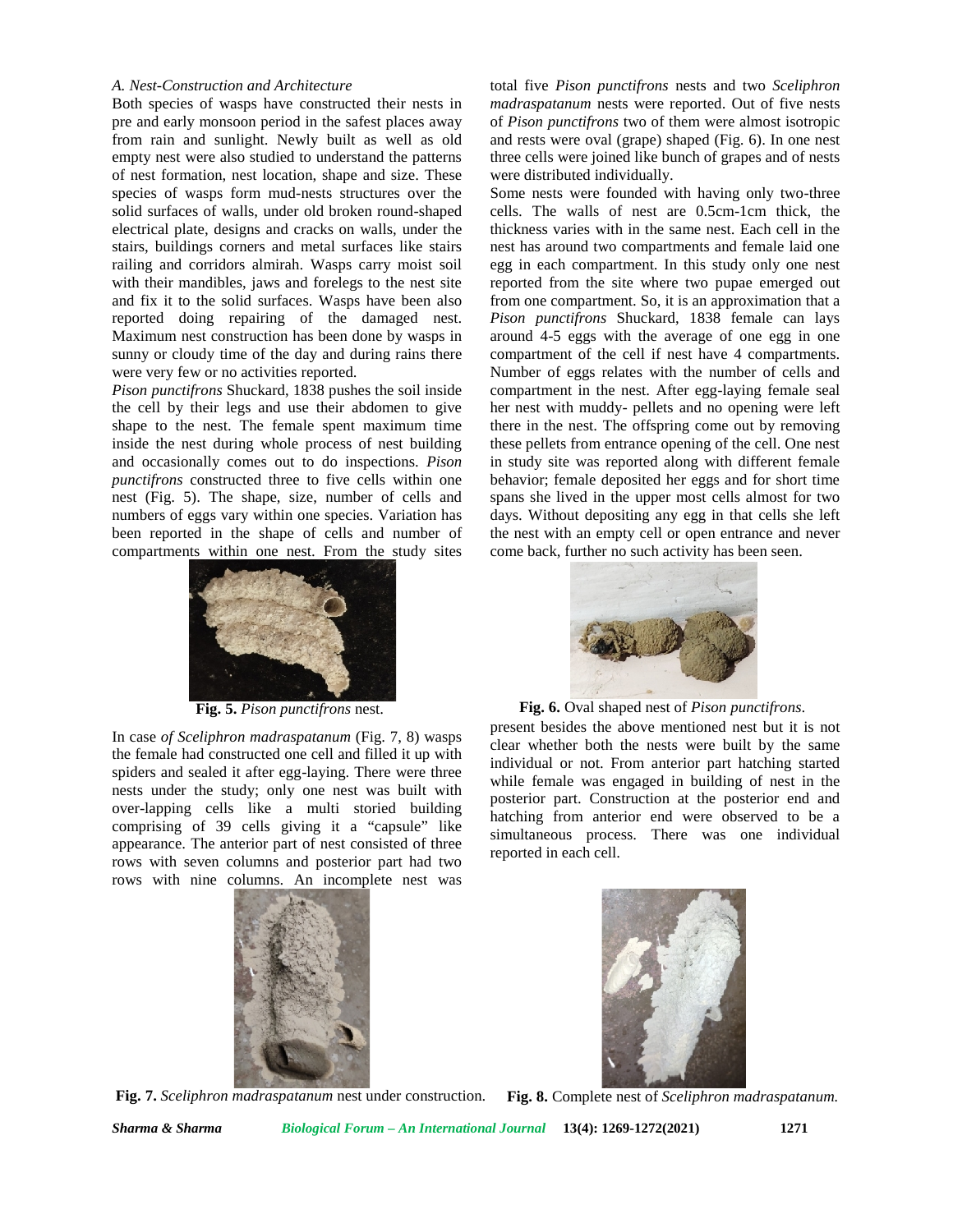*A. Nest-Construction and Architecture*

Both species of wasps have constructed their nests in pre and early monsoon period in the safest places away from rain and sunlight. Newly built as well as old empty nest were also studied to understand the patterns of nest formation, nest location, shape and size. These species of wasps form mud-nests structures over the solid surfaces of walls, under old broken round-shaped electrical plate, designs and cracks on walls, under the stairs, buildings corners and metal surfaces like stairs railing and corridors almirah. Wasps carry moist soil with their mandibles, jaws and forelegs to the nest site and fix it to the solid surfaces. Wasps have been also reported doing repairing of the damaged nest. Maximum nest construction has been done by wasps in sunny or cloudy time of the day and during rains there were very few or no activities reported.

*Pison punctifrons* Shuckard, 1838 pushes the soil inside the cell by their legs and use their abdomen to give shape to the nest. The female spent maximum time inside the nest during whole process of nest building and occasionally comes out to do inspections. *Pison punctifrons* constructed three to five cells within one nest (Fig. 5). The shape, size, number of cells and numbers of eggs vary within one species. Variation has been reported in the shape of cells and number of compartments within one nest. From the study sites total five *Pison punctifrons* nests and two *Sceliphron madraspatanum* nests were reported. Out of five nests of *Pison punctifrons* two of them were almost isotropic and rests were oval (grape) shaped (Fig. 6). In one nest three cells were joined like bunch of grapes and of nests were distributed individually.

**Fig. 5.** *Pison punctifrons* nest.

Some nests were founded with having only two-three cells. The walls of nest are 0.5cm-1cm thick, the thickness varies with in the same nest. Each cell in the nest has around two compartments and female laid one egg in each compartment. In this study only one nest reported from the site where two pupae emerged out from one compartment. So, it is an approximation that a *Pison punctifrons* Shuckard, 1838 female can lays around 4-5 eggs with the average of one egg in one compartment of the cell if nest have 4 compartments. Number of eggs relates with the number of cells and compartment in the nest. After egg-laying female seal her nest with muddy- pellets and no opening were left there in the nest. The offspring come out by removing these pellets from entrance opening of the cell. One nest in study site was reported along with different female behavior; female deposited her eggs and for short time spans she lived in the upper most cells almost for two days. Without depositing any egg in that cells she left the nest with an empty cell or open entrance and never come back, further no such activity has been seen.

**Fig. 6.** Oval shaped nest of *Pison punctifrons*.

In case *of Sceliphron madraspatanum* (Fig. 7, 8) wasps the female had constructed one cell and filled it up with spiders and sealed it after egg-laying. There were three nests under the study; only one nest was built with over-lapping cells like a multi storied building comprising of 39 cells giving it a "capsule" like appearance. The anterior part of nest consisted of three rows with seven columns and posterior part had two rows with nine columns. An incomplete nest was present besides the above mentioned nest but it is not clear whether both the nests were built by the same individual or not. From anterior part hatching started while female was engaged in building of nest in the posterior part. Construction at the posterior end and hatching from anterior end were observed to be a simultaneous process. There was one individual reported in each cell.

**Fig. 7.** *Sceliphron madraspatanum* nest under construction.

**Fig. 8.** Complete nest of *Sceliphron madraspatanum.*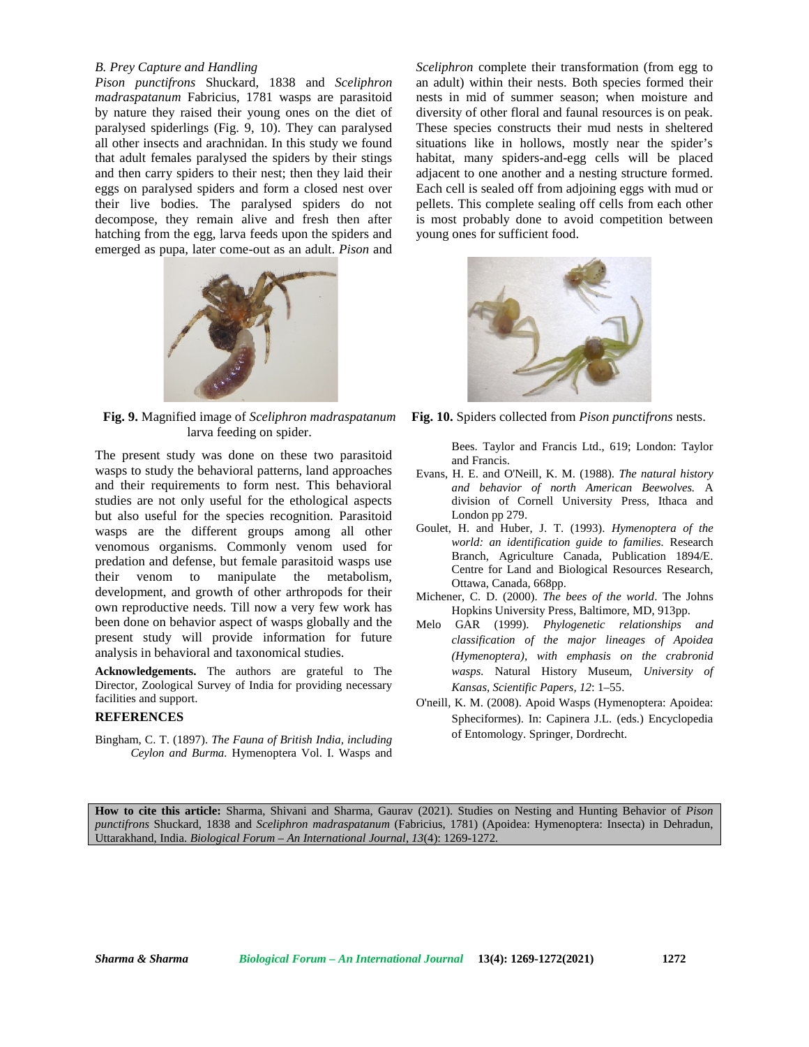*B. Prey Capture and Handling*

*Pison punctifrons* Shuckard, 1838 and *Sceliphron madraspatanum* Fabricius, 1781 wasps are parasitoid by nature they raised their young ones on the diet of paralysed spiderlings (Fig. 9, 10). They can paralysed all other insects and arachnidan. In this study we found that adult females paralysed the spiders by their stings and then carry spiders to their nest; then they laid their eggs on paralysed spiders and form a closed nest over their live bodies. The paralysed spiders do not decompose, they remain alive and fresh then after hatching from the egg, larva feeds upon the spiders and emerged as pupa, later come-out as an adult. *Pison* and *Sceliphron* complete their transformation (from egg to an adult) within their nests. Both species formed their nests in mid of summer season; when moisture and diversity of other floral and faunal resources is on peak. These species constructs their mud nests in sheltered situations like in hollows, mostly near the spider's habitat, many spiders-and-egg cells will be placed adjacent to one another and a nesting structure formed. Each cell is sealed off from adjoining eggs with mud or pellets. This complete sealing off cells from each other is most probably done to avoid competition between young ones for sufficient food.

**Fig. 9.** Magnified image of *Sceliphron madraspatanum* larva feeding on spider.

**Fig. 10.** Spiders collected from *Pison punctifrons* nests.

The present study was done on these two parasitoid wasps to study the behavioral patterns, land approaches and their requirements to form nest. This behavioral studies are not only useful for the ethological aspects but also useful for the species recognition. Parasitoid wasps are the different groups among all other venomous organisms. Commonly venom used for predation and defense, but female parasitoid wasps use their venom to manipulate the metabolism, development, and growth of other arthropods for their own reproductive needs. Till now a very few work has been done on behavior aspect of wasps globally and the present study will provide information for future analysis in behavioral and taxonomical studies.

**Acknowledgements.** The authors are grateful to The Director, Zoological Survey of India for providing necessary facilities and support.

## REFERENCES

Bingham, C. T. (1897). *The Fauna of British India, including Ceylon and Burma.* Hymenoptera Vol. I. Wasps and Bees. Taylor and Francis Ltd., 619; London: Taylor and Francis.

Evans, H. E. and O'Neill, K. M. (1988). *The natural history and behavior of north American Beewolves.* A division of Cornell University Press, Ithaca and London pp 279.

Goulet, H. and Huber, J. T. (1993). *Hymenoptera of the world: an identification guide to families.* Research Branch, Agriculture Canada, Publication 1894/E. Centre for Land and Biological Resources Research, Ottawa, Canada, 668pp.

Michener, C. D. (2000). *The bees of the world*. The Johns Hopkins University Press, Baltimore, MD, 913pp.

Melo GAR (1999). *Phylogenetic relationships and classification of the major lineages of Apoidea (Hymenoptera), with emphasis on the crabronid wasps.* Natural History Museum, *University of Kansas, Scientific Papers, 12*: 1–55.

O'neill, K. M. (2008). Apoid Wasps (Hymenoptera: Apoidea: Spheciformes). In: Capinera J.L. (eds.) Encyclopedia of Entomology. Springer, Dordrecht.

**How to cite this article:** Sharma, Shivani and Sharma, Gaurav (2021). Studies on Nesting and Hunting Behavior of *Pison punctifrons* Shuckard, 1838 and *Sceliphron madraspatanum* (Fabricius, 1781) (Apoidea: Hymenoptera: Insecta) in Dehradun, Uttarakhand, India. *Biological Forum – An International Journal*, *13*(4): 1269-1272.